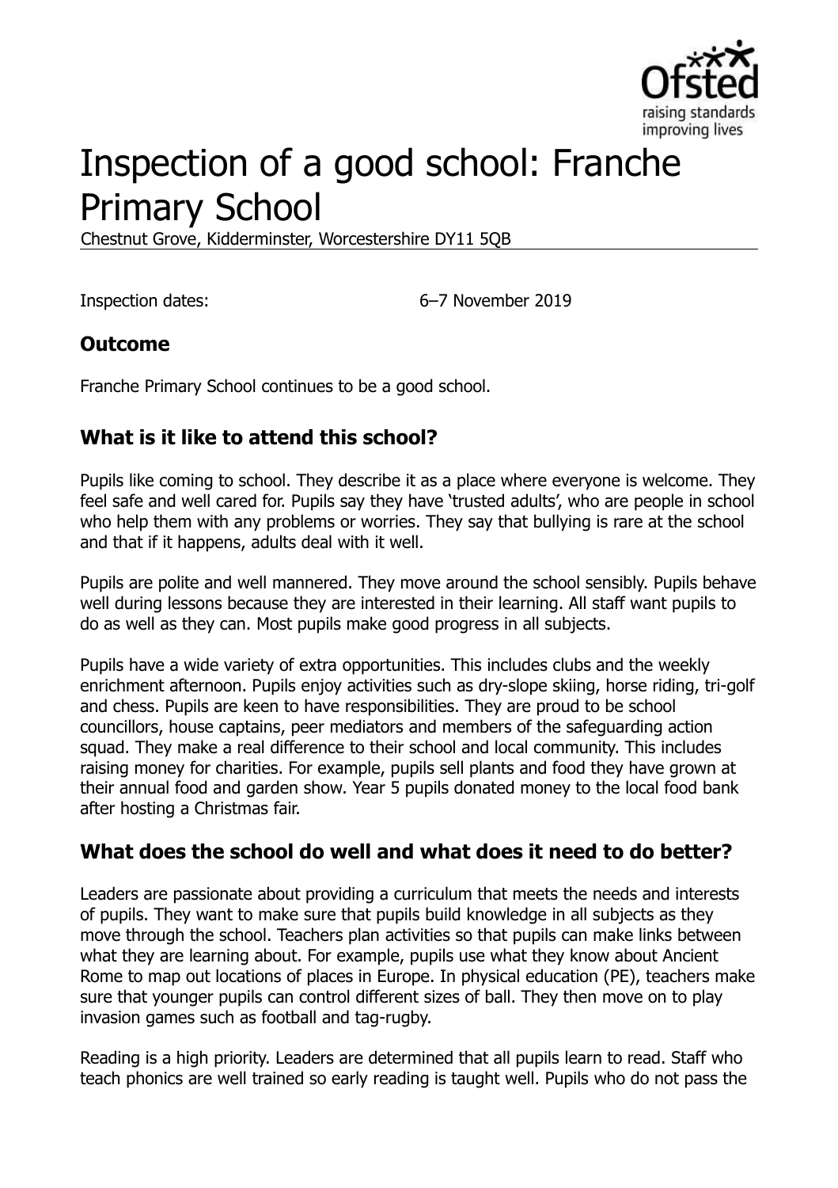# Inspection of a good school: Franche Primary School

Chestnut Grove, Kidderminster, Worcestershire DY11 5QB

Inspection dates: 6–7 November 2019

## Outcome

Franche Primary School continues to be a good school.

## What is it like to attend this school?

Pupils like coming to school. They describe it as a place where everyone is welcome. They feel safe and well cared for. Pupils say they have 'trusted adults', who are people in school who help them with any problems or worries. They say that bullying is rare at the school and that if it happens, adults deal with it well.

Pupils are polite and well mannered. They move around the school sensibly. Pupils behave well during lessons because they are interested in their learning. All staff want pupils to do as well as they can. Most pupils make good progress in all subjects.

Pupils have a wide variety of extra opportunities. This includes clubs and the weekly enrichment afternoon. Pupils enjoy activities such as dry-slope skiing, horse riding, tri-golf and chess. Pupils are keen to have responsibilities. They are proud to be school councillors, house captains, peer mediators and members of the safeguarding action squad. They make a real difference to their school and local community. This includes raising money for charities. For example, pupils sell plants and food they have grown at their annual food and garden show. Year 5 pupils donated money to the local food bank after hosting a Christmas fair.

## What does the school do well and what does it need to do better?

Leaders are passionate about providing a curriculum that meets the needs and interests of pupils. They want to make sure that pupils build knowledge in all subjects as they move through the school. Teachers plan activities so that pupils can make links between what they are learning about. For example, pupils use what they know about Ancient Rome to map out locations of places in Europe. In physical education (PE), teachers make sure that younger pupils can control different sizes of ball. They then move on to play invasion games such as football and tag-rugby.

Reading is a high priority. Leaders are determined that all pupils learn to read. Staff who teach phonics are well trained so early reading is taught well. Pupils who do not pass the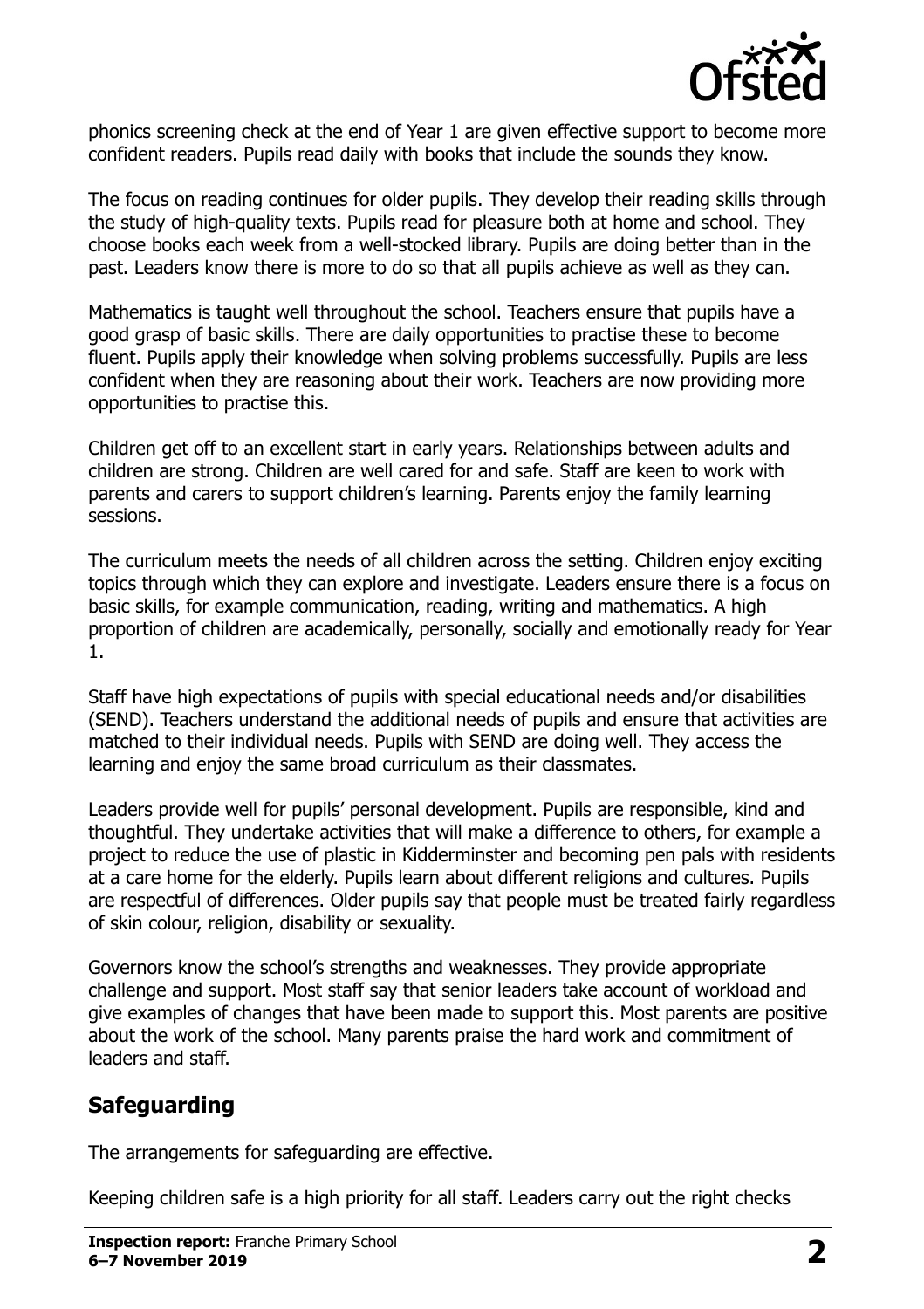phonics screening check at the end of Year 1 are given effective support to become more confident readers. Pupils read daily with books that include the sounds they know.

The focus on reading continues for older pupils. They develop their reading skills through the study of high-quality texts. Pupils read for pleasure both at home and school. They choose books each week from a well-stocked library. Pupils are doing better than in the past. Leaders know there is more to do so that all pupils achieve as well as they can.

Mathematics is taught well throughout the school. Teachers ensure that pupils have a good grasp of basic skills. There are daily opportunities to practise these to become fluent. Pupils apply their knowledge when solving problems successfully. Pupils are less confident when they are reasoning about their work. Teachers are now providing more opportunities to practise this.

Children get off to an excellent start in early years. Relationships between adults and children are strong. Children are well cared for and safe. Staff are keen to work with parents and carers to support children's learning. Parents enjoy the family learning sessions.

The curriculum meets the needs of all children across the setting. Children enjoy exciting topics through which they can explore and investigate. Leaders ensure there is a focus on basic skills, for example communication, reading, writing and mathematics. A high proportion of children are academically, personally, socially and emotionally ready for Year 1.

Staff have high expectations of pupils with special educational needs and/or disabilities (SEND). Teachers understand the additional needs of pupils and ensure that activities are matched to their individual needs. Pupils with SEND are doing well. They access the learning and enjoy the same broad curriculum as their classmates.

Leaders provide well for pupils' personal development. Pupils are responsible, kind and thoughtful. They undertake activities that will make a difference to others, for example a project to reduce the use of plastic in Kidderminster and becoming pen pals with residents at a care home for the elderly. Pupils learn about different religions and cultures. Pupils are respectful of differences. Older pupils say that people must be treated fairly regardless of skin colour, religion, disability or sexuality.

Governors know the school's strengths and weaknesses. They provide appropriate challenge and support. Most staff say that senior leaders take account of workload and give examples of changes that have been made to support this. Most parents are positive about the work of the school. Many parents praise the hard work and commitment of leaders and staff.

## Safeguarding

The arrangements for safeguarding are effective.

Keeping children safe is a high priority for all staff. Leaders carry out the right checks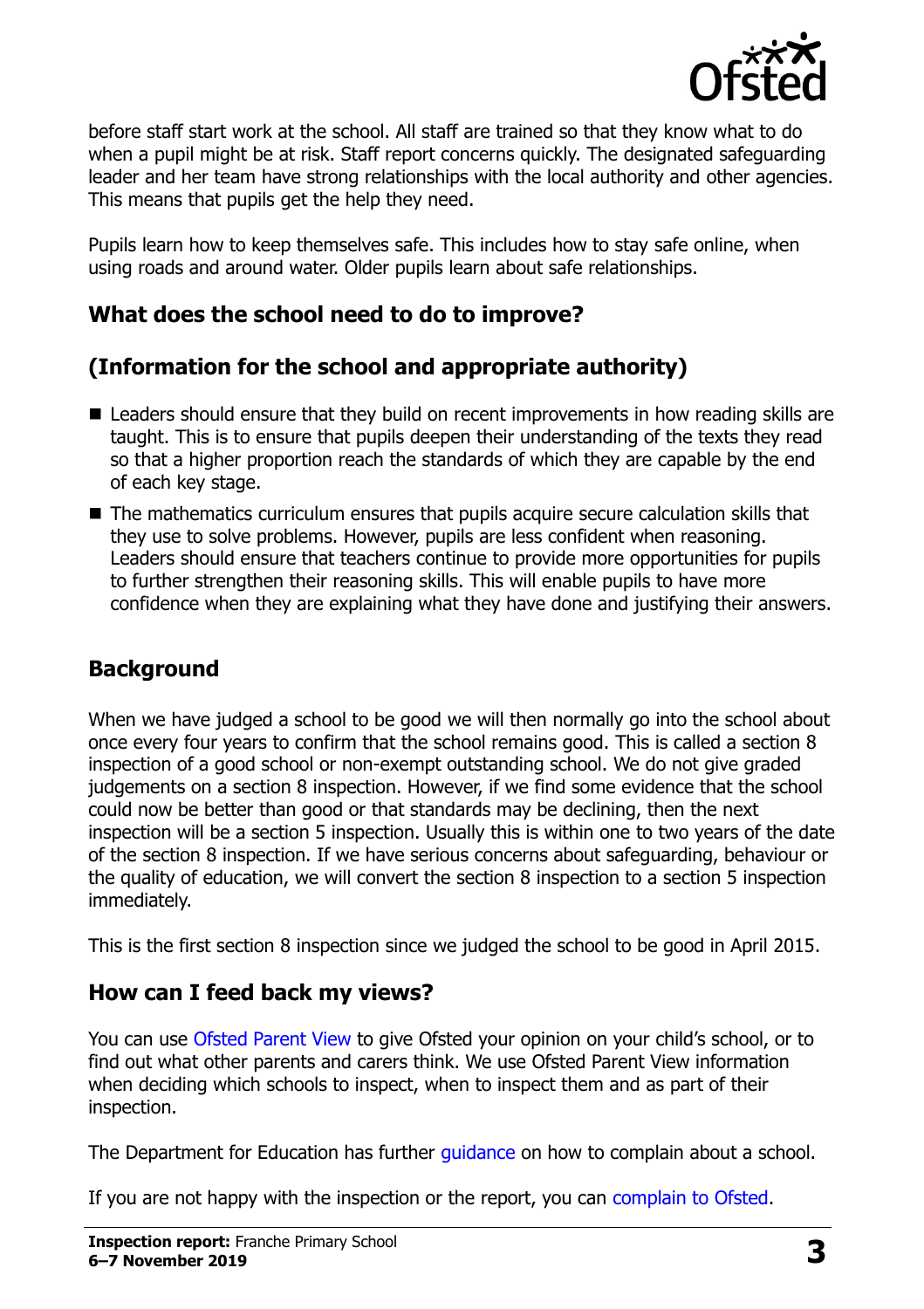before staff start work at the school. All staff are trained so that they know what to do when a pupil might be at risk. Staff report concerns quickly. The designated safeguarding leader and her team have strong relationships with the local authority and other agencies. This means that pupils get the help they need.

Pupils learn how to keep themselves safe. This includes how to stay safe online, when using roads and around water. Older pupils learn about safe relationships.

## What does the school need to do to improve?

## (Information for the school and appropriate authority)

- Leaders should ensure that they build on recent improvements in how reading skills are taught. This is to ensure that pupils deepen their understanding of the texts they read so that a higher proportion reach the standards of which they are capable by the end of each key stage.
- The mathematics curriculum ensures that pupils acquire secure calculation skills that they use to solve problems. However, pupils are less confident when reasoning. Leaders should ensure that teachers continue to provide more opportunities for pupils to further strengthen their reasoning skills. This will enable pupils to have more confidence when they are explaining what they have done and justifying their answers.

## Background

When we have judged a school to be good we will then normally go into the school about once every four years to confirm that the school remains good. This is called a section 8 inspection of a good school or non-exempt outstanding school. We do not give graded judgements on a section 8 inspection. However, if we find some evidence that the school could now be better than good or that standards may be declining, then the next inspection will be a section 5 inspection. Usually this is within one to two years of the date of the section 8 inspection. If we have serious concerns about safeguarding, behaviour or the quality of education, we will convert the section 8 inspection to a section 5 inspection immediately.

This is the first section 8 inspection since we judged the school to be good in April 2015.

## How can I feed back my views?

You can use Ofsted Parent View to give Ofsted your opinion on your child's school, or to find out what other parents and carers think. We use Ofsted Parent View information when deciding which schools to inspect, when to inspect them and as part of their inspection.

The Department for Education has further guidance on how to complain about a school.

If you are not happy with the inspection or the report, you can complain to Ofsted.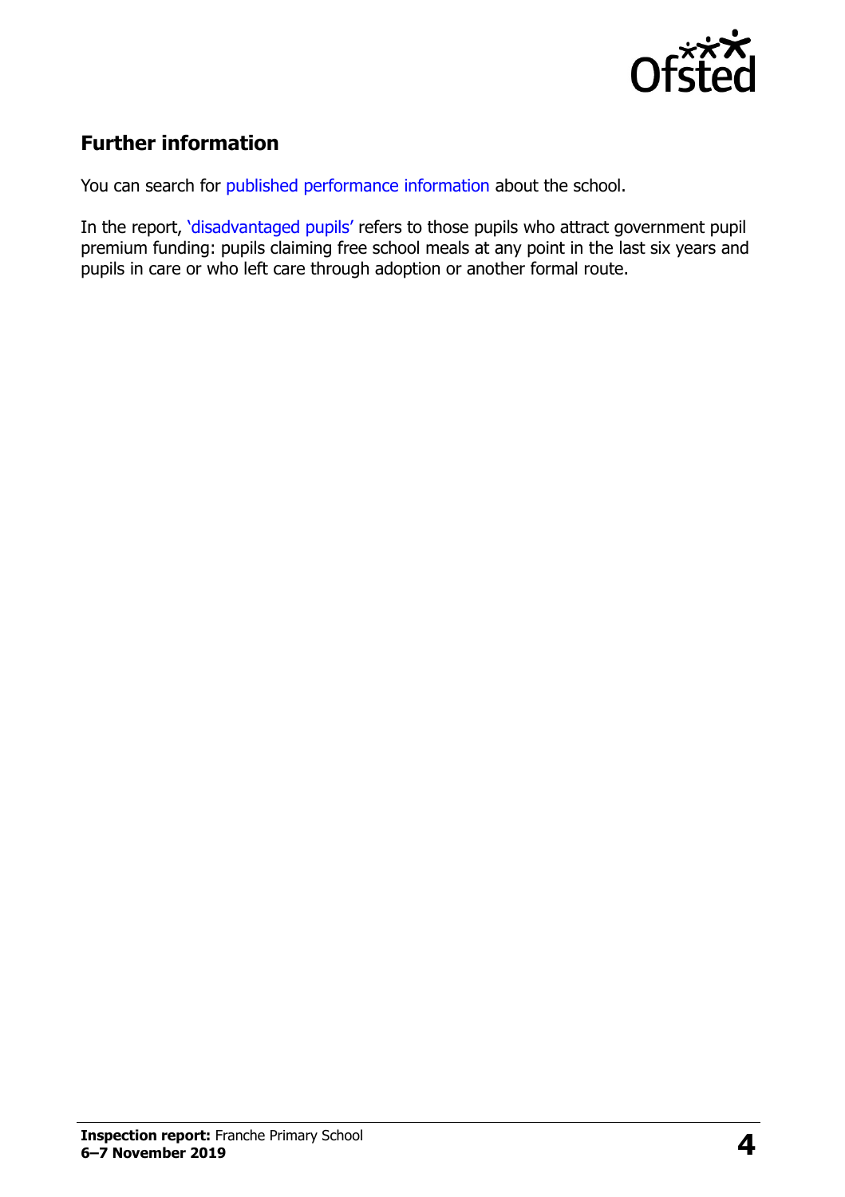## Further information

You can search for published performance information about the school.

In the report, 'disadvantaged pupils' refers to those pupils who attract government pupil premium funding: pupils claiming free school meals at any point in the last six years and pupils in care or who left care through adoption or another formal route.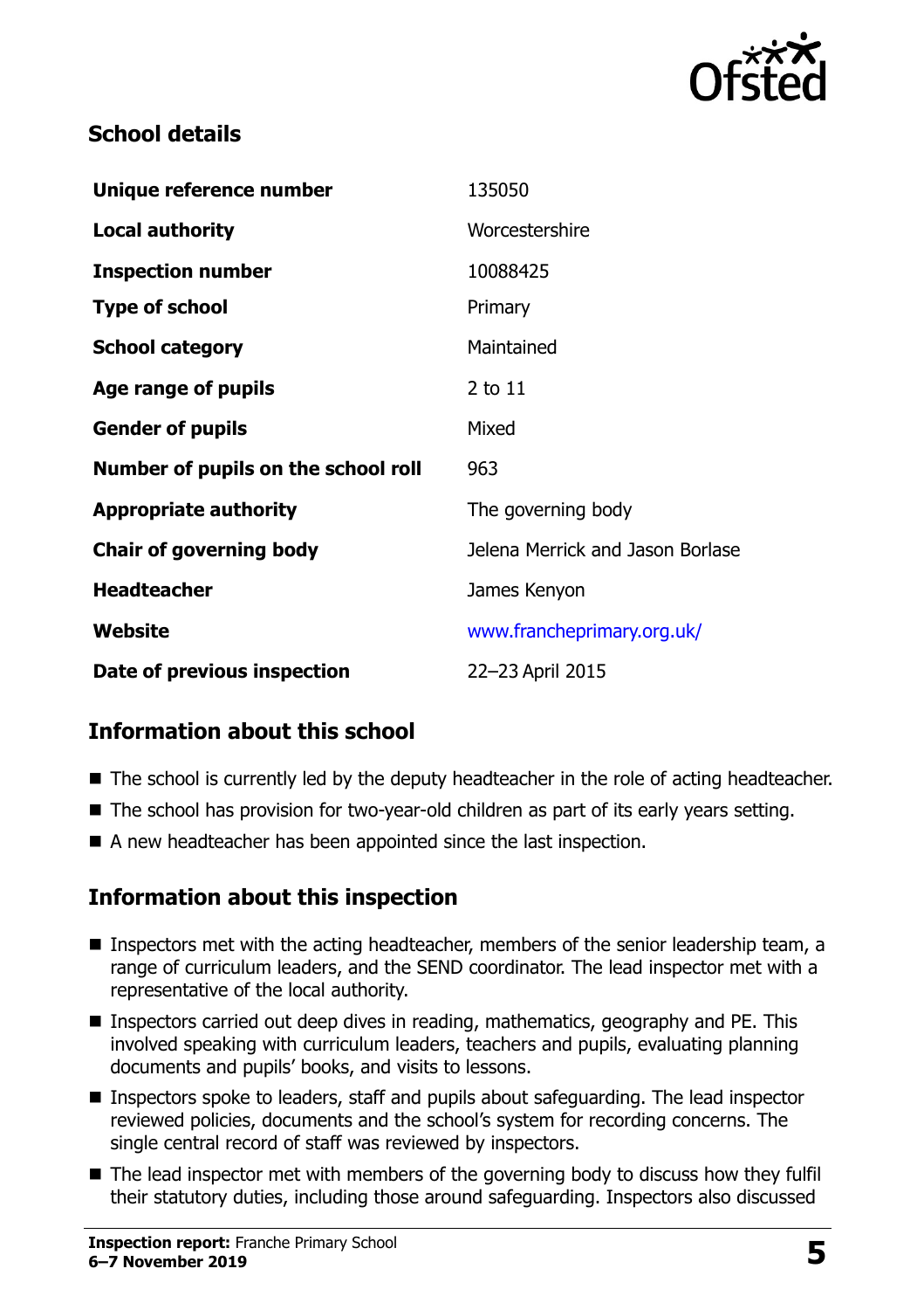## School details

| | |
|---|---|
| **Unique reference number** | 135050 |
| **Local authority** | Worcestershire |
| **Inspection number** | 10088425 |
| **Type of school** | Primary |
| **School category** | Maintained |
| **Age range of pupils** | 2 to 11 |
| **Gender of pupils** | Mixed |
| **Number of pupils on the school roll** | 963 |
| **Appropriate authority** | The governing body |
| **Chair of governing body** | Jelena Merrick and Jason Borlase |
| **Headteacher** | James Kenyon |
| **Website** | www.francheprimary.org.uk/ |
| **Date of previous inspection** | 22–23 April 2015 |

## Information about this school

- The school is currently led by the deputy headteacher in the role of acting headteacher.
- The school has provision for two-year-old children as part of its early years setting.
- A new headteacher has been appointed since the last inspection.

## Information about this inspection

- Inspectors met with the acting headteacher, members of the senior leadership team, a range of curriculum leaders, and the SEND coordinator. The lead inspector met with a representative of the local authority.
- Inspectors carried out deep dives in reading, mathematics, geography and PE. This involved speaking with curriculum leaders, teachers and pupils, evaluating planning documents and pupils' books, and visits to lessons.
- Inspectors spoke to leaders, staff and pupils about safeguarding. The lead inspector reviewed policies, documents and the school's system for recording concerns. The single central record of staff was reviewed by inspectors.
- The lead inspector met with members of the governing body to discuss how they fulfil their statutory duties, including those around safeguarding. Inspectors also discussed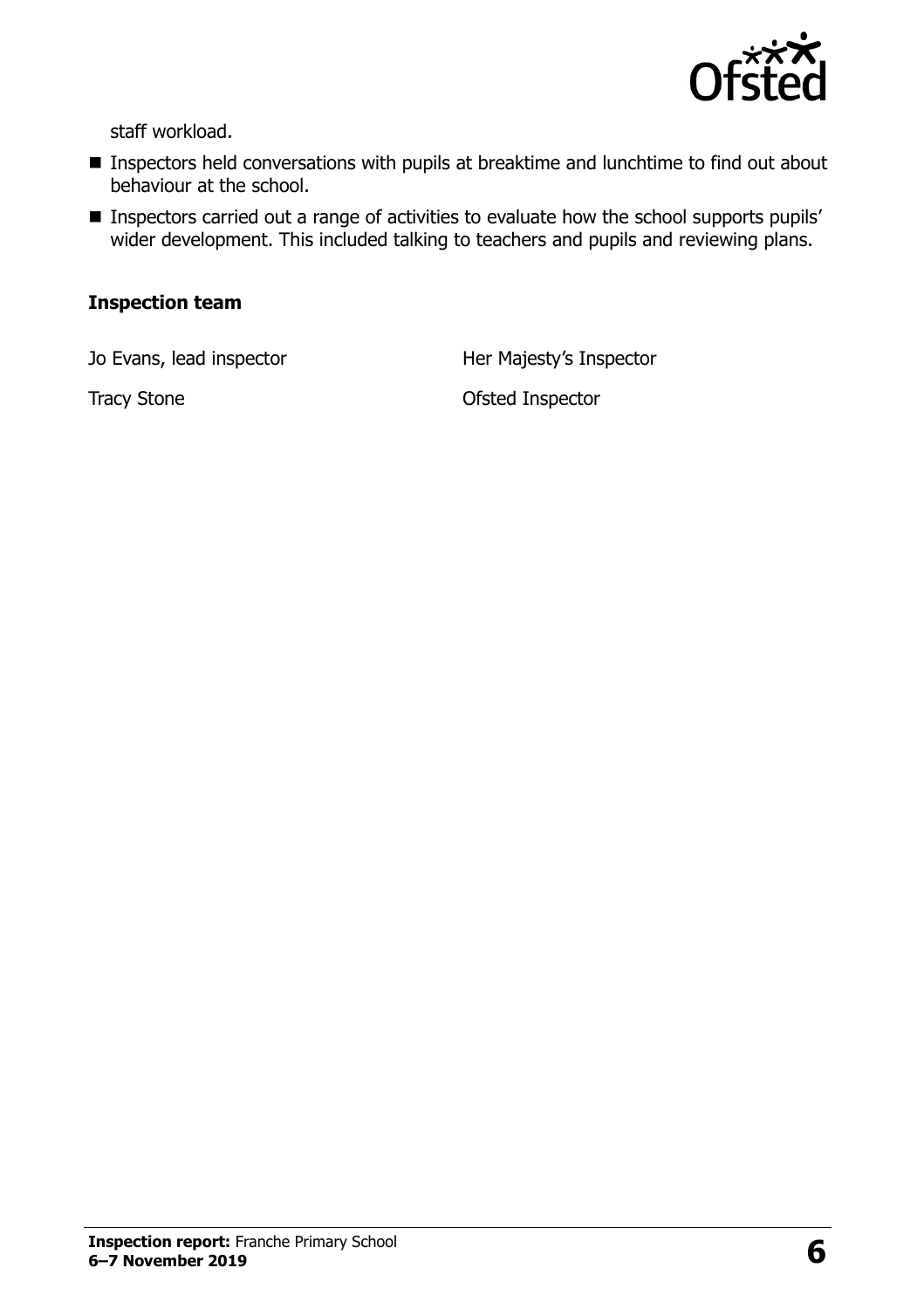staff workload.

- Inspectors held conversations with pupils at breaktime and lunchtime to find out about behaviour at the school.
- Inspectors carried out a range of activities to evaluate how the school supports pupils' wider development. This included talking to teachers and pupils and reviewing plans.

### Inspection team

| | |
|---|---|
| Jo Evans, lead inspector | Her Majesty's Inspector |
| Tracy Stone | Ofsted Inspector |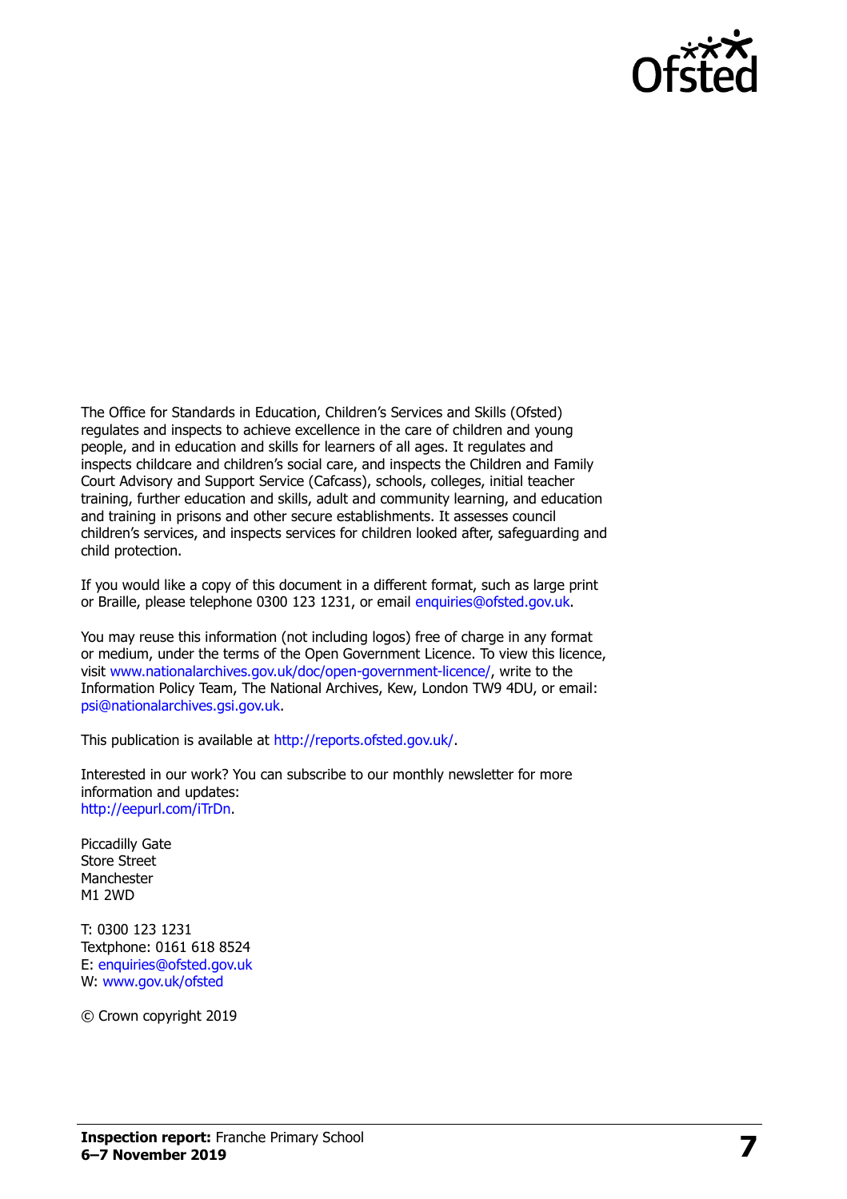The Office for Standards in Education, Children's Services and Skills (Ofsted) regulates and inspects to achieve excellence in the care of children and young people, and in education and skills for learners of all ages. It regulates and inspects childcare and children's social care, and inspects the Children and Family Court Advisory and Support Service (Cafcass), schools, colleges, initial teacher training, further education and skills, adult and community learning, and education and training in prisons and other secure establishments. It assesses council children's services, and inspects services for children looked after, safeguarding and child protection.

If you would like a copy of this document in a different format, such as large print or Braille, please telephone 0300 123 1231, or email enquiries@ofsted.gov.uk.

You may reuse this information (not including logos) free of charge in any format or medium, under the terms of the Open Government Licence. To view this licence, visit www.nationalarchives.gov.uk/doc/open-government-licence/, write to the Information Policy Team, The National Archives, Kew, London TW9 4DU, or email: psi@nationalarchives.gsi.gov.uk.

This publication is available at http://reports.ofsted.gov.uk/.

Interested in our work? You can subscribe to our monthly newsletter for more information and updates:
http://eepurl.com/iTrDn.

Piccadilly Gate
Store Street
Manchester
M1 2WD

T: 0300 123 1231
Textphone: 0161 618 8524
E: enquiries@ofsted.gov.uk
W: www.gov.uk/ofsted

© Crown copyright 2019